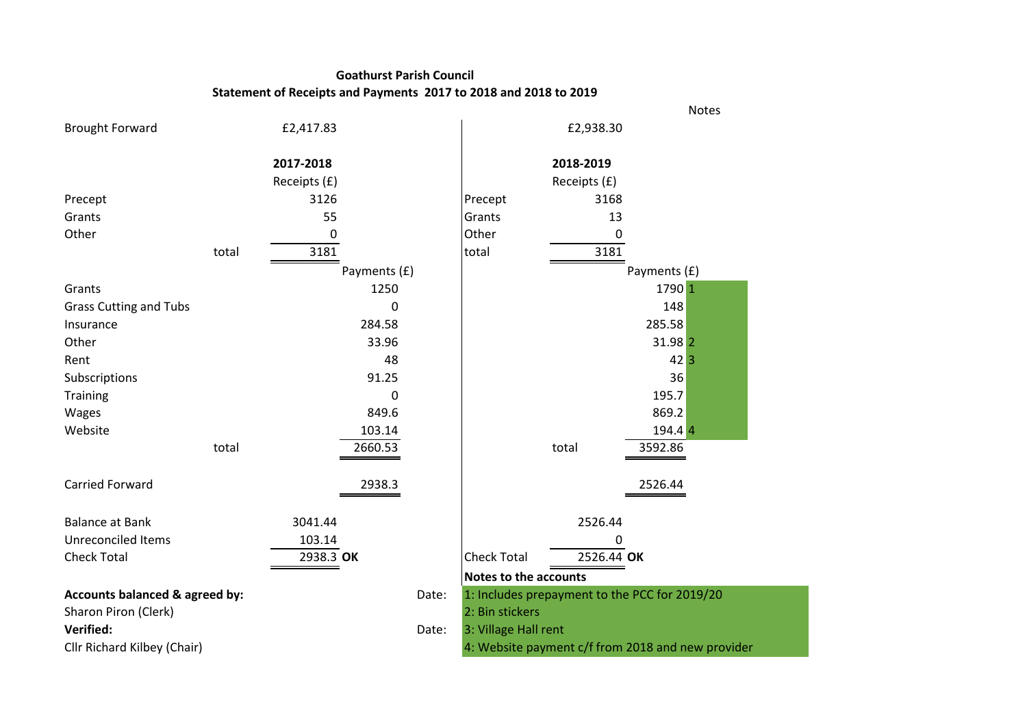# Goathurst Parish Council

## Statement of Receipts and Payments 2017 to 2018 and 2018 to 2019

| | 2017-2018 Receipts (£) | 2017-2018 Payments (£) | | 2018-2019 Receipts (£) | 2018-2019 Payments (£) | Notes |
|---|---|---|---|---|---|---|
| Brought Forward | £2,417.83 | | | £2,938.30 | | |
| Precept | 3126 | | Precept | 3168 | | |
| Grants | 55 | | Grants | 13 | | |
| Other | 0 | | Other | 0 | | |
| total | 3181 | | total | 3181 | | |
| Grants | | 1250 | | | 1790 | 1 |
| Grass Cutting and Tubs | | 0 | | | 148 | |
| Insurance | | 284.58 | | | 285.58 | |
| Other | | 33.96 | | | 31.98 | 2 |
| Rent | | 48 | | | 42 | 3 |
| Subscriptions | | 91.25 | | | 36 | |
| Training | | 0 | | | 195.7 | |
| Wages | | 849.6 | | | 869.2 | |
| Website | | 103.14 | | | 194.4 | 4 |
| total | | 2660.53 | | total | 3592.86 | |
| Carried Forward | | 2938.3 | | | 2526.44 | |
| Balance at Bank | 3041.44 | | | 2526.44 | | |
| Unreconciled Items | 103.14 | | | 0 | | |
| Check Total | 2938.3 **OK** | | Check Total | 2526.44 **OK** | | |

**Notes to the accounts**

1: Includes prepayment to the PCC for 2019/20
2: Bin stickers
3: Village Hall rent
4: Website payment c/f from 2018 and new provider

**Accounts balanced & agreed by:** Date:

Sharon Piron (Clerk)

**Verified:** Date:

Cllr Richard Kilbey (Chair)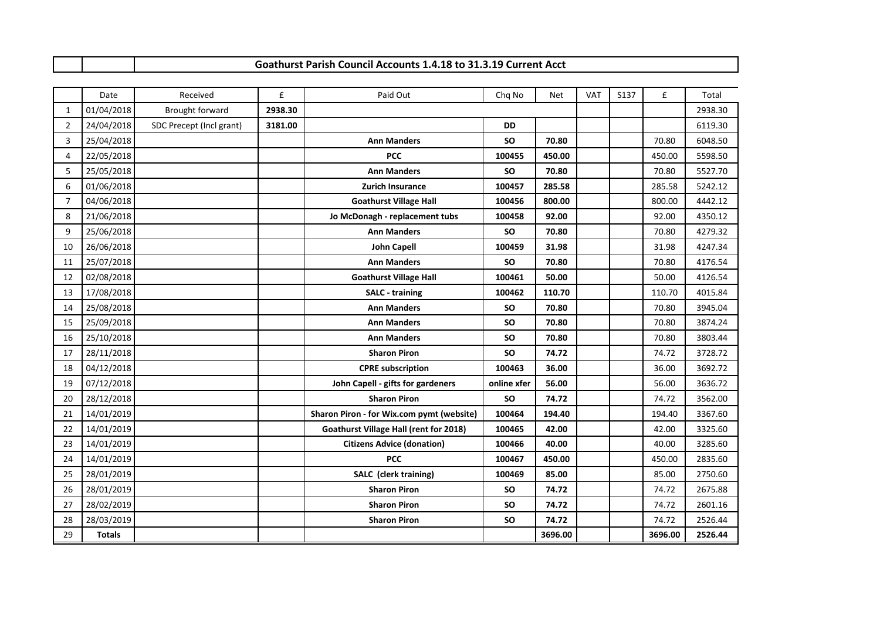## Goathurst Parish Council Accounts 1.4.18 to 31.3.19 Current Acct

| | Date | Received | £ | Paid Out | Chq No | Net | VAT | S137 | £ | Total |
|---|---|---|---|---|---|---|---|---|---|---|
| 1 | 01/04/2018 | Brought forward | **2938.30** | | | | | | | 2938.30 |
| 2 | 24/04/2018 | SDC Precept (Incl grant) | **3181.00** | | **DD** | | | | | 6119.30 |
| 3 | 25/04/2018 | | | **Ann Manders** | **SO** | **70.80** | | | 70.80 | 6048.50 |
| 4 | 22/05/2018 | | | **PCC** | **100455** | **450.00** | | | 450.00 | 5598.50 |
| 5 | 25/05/2018 | | | **Ann Manders** | **SO** | **70.80** | | | 70.80 | 5527.70 |
| 6 | 01/06/2018 | | | **Zurich Insurance** | **100457** | **285.58** | | | 285.58 | 5242.12 |
| 7 | 04/06/2018 | | | **Goathurst Village Hall** | **100456** | **800.00** | | | 800.00 | 4442.12 |
| 8 | 21/06/2018 | | | **Jo McDonagh - replacement tubs** | **100458** | **92.00** | | | 92.00 | 4350.12 |
| 9 | 25/06/2018 | | | **Ann Manders** | **SO** | **70.80** | | | 70.80 | 4279.32 |
| 10 | 26/06/2018 | | | **John Capell** | **100459** | **31.98** | | | 31.98 | 4247.34 |
| 11 | 25/07/2018 | | | **Ann Manders** | **SO** | **70.80** | | | 70.80 | 4176.54 |
| 12 | 02/08/2018 | | | **Goathurst Village Hall** | **100461** | **50.00** | | | 50.00 | 4126.54 |
| 13 | 17/08/2018 | | | **SALC - training** | **100462** | **110.70** | | | 110.70 | 4015.84 |
| 14 | 25/08/2018 | | | **Ann Manders** | **SO** | **70.80** | | | 70.80 | 3945.04 |
| 15 | 25/09/2018 | | | **Ann Manders** | **SO** | **70.80** | | | 70.80 | 3874.24 |
| 16 | 25/10/2018 | | | **Ann Manders** | **SO** | **70.80** | | | 70.80 | 3803.44 |
| 17 | 28/11/2018 | | | **Sharon Piron** | **SO** | **74.72** | | | 74.72 | 3728.72 |
| 18 | 04/12/2018 | | | **CPRE subscription** | **100463** | **36.00** | | | 36.00 | 3692.72 |
| 19 | 07/12/2018 | | | **John Capell - gifts for gardeners** | **online xfer** | **56.00** | | | 56.00 | 3636.72 |
| 20 | 28/12/2018 | | | **Sharon Piron** | **SO** | **74.72** | | | 74.72 | 3562.00 |
| 21 | 14/01/2019 | | | **Sharon Piron - for Wix.com pymt (website)** | **100464** | **194.40** | | | 194.40 | 3367.60 |
| 22 | 14/01/2019 | | | **Goathurst Village Hall (rent for 2018)** | **100465** | **42.00** | | | 42.00 | 3325.60 |
| 23 | 14/01/2019 | | | **Citizens Advice (donation)** | **100466** | **40.00** | | | 40.00 | 3285.60 |
| 24 | 14/01/2019 | | | **PCC** | **100467** | **450.00** | | | 450.00 | 2835.60 |
| 25 | 28/01/2019 | | | **SALC (clerk training)** | **100469** | **85.00** | | | 85.00 | 2750.60 |
| 26 | 28/01/2019 | | | **Sharon Piron** | **SO** | **74.72** | | | 74.72 | 2675.88 |
| 27 | 28/02/2019 | | | **Sharon Piron** | **SO** | **74.72** | | | 74.72 | 2601.16 |
| 28 | 28/03/2019 | | | **Sharon Piron** | **SO** | **74.72** | | | 74.72 | 2526.44 |
| 29 | **Totals** | | | | | **3696.00** | | | **3696.00** | **2526.44** |